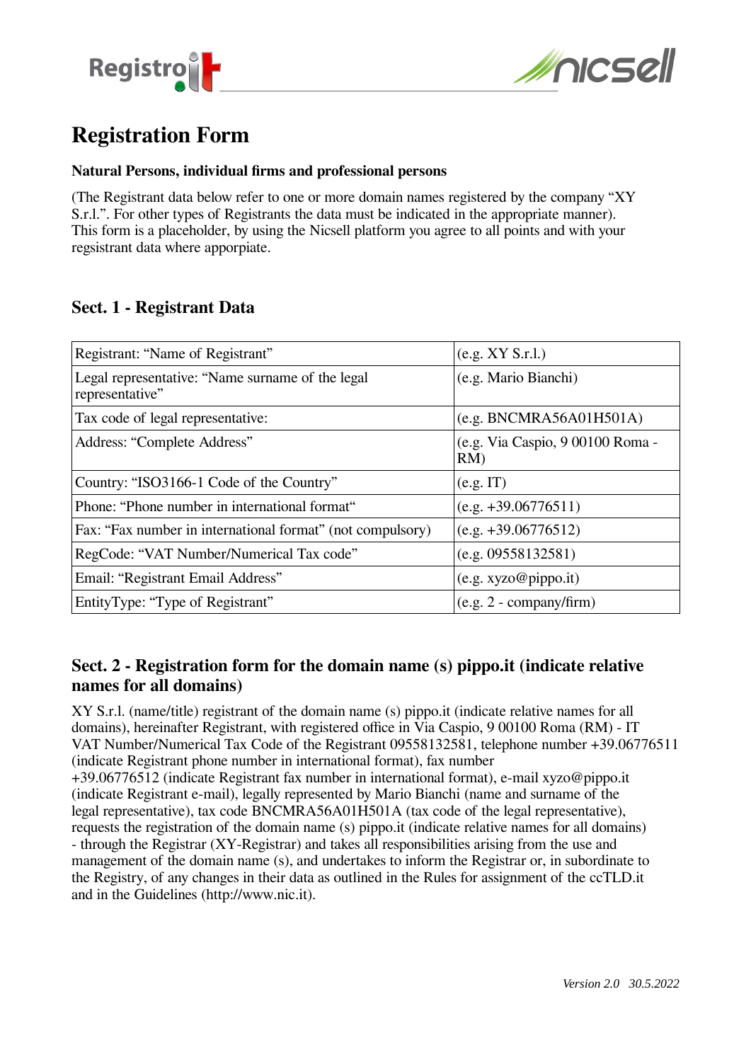# Registration Form

**Natural Persons, individual firms and professional persons**

(The Registrant data below refer to one or more domain names registered by the company "XY S.r.l.". For other types of Registrants the data must be indicated in the appropriate manner). This form is a placeholder, by using the Nicsell platform you agree to all points and with your regsistrant data where apporpiate.

## Sect. 1 - Registrant Data

| | |
|---|---|
| Registrant: "Name of Registrant" | (e.g. XY S.r.l.) |
| Legal representative: "Name surname of the legal representative" | (e.g. Mario Bianchi) |
| Tax code of legal representative: | (e.g. BNCMRA56A01H501A) |
| Address: "Complete Address" | (e.g. Via Caspio, 9 00100 Roma - RM) |
| Country: "ISO3166-1 Code of the Country" | (e.g. IT) |
| Phone: "Phone number in international format" | (e.g. +39.06776511) |
| Fax: "Fax number in international format" (not compulsory) | (e.g. +39.06776512) |
| RegCode: "VAT Number/Numerical Tax code" | (e.g. 09558132581) |
| Email: "Registrant Email Address" | (e.g. xyzo@pippo.it) |
| EntityType: "Type of Registrant" | (e.g. 2 - company/firm) |

## Sect. 2 - Registration form for the domain name (s) pippo.it (indicate relative names for all domains)

XY S.r.l. (name/title) registrant of the domain name (s) pippo.it (indicate relative names for all domains), hereinafter Registrant, with registered office in Via Caspio, 9 00100 Roma (RM) - IT VAT Number/Numerical Tax Code of the Registrant 09558132581, telephone number +39.06776511 (indicate Registrant phone number in international format), fax number +39.06776512 (indicate Registrant fax number in international format), e-mail xyzo@pippo.it (indicate Registrant e-mail), legally represented by Mario Bianchi (name and surname of the legal representative), tax code BNCMRA56A01H501A (tax code of the legal representative), requests the registration of the domain name (s) pippo.it (indicate relative names for all domains) - through the Registrar (XY-Registrar) and takes all responsibilities arising from the use and management of the domain name (s), and undertakes to inform the Registrar or, in subordinate to the Registry, of any changes in their data as outlined in the Rules for assignment of the ccTLD.it and in the Guidelines (http://www.nic.it).

*Version 2.0 30.5.2022*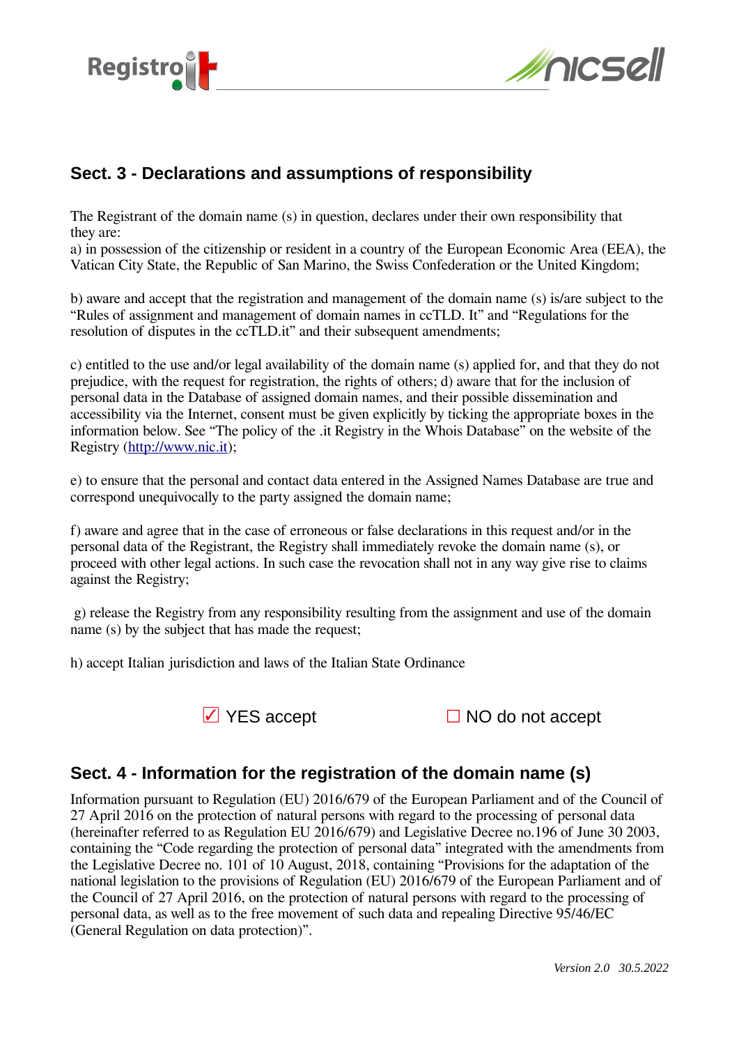## Sect. 3 - Declarations and assumptions of responsibility

The Registrant of the domain name (s) in question, declares under their own responsibility that they are:
a) in possession of the citizenship or resident in a country of the European Economic Area (EEA), the Vatican City State, the Republic of San Marino, the Swiss Confederation or the United Kingdom;

b) aware and accept that the registration and management of the domain name (s) is/are subject to the "Rules of assignment and management of domain names in ccTLD. It" and "Regulations for the resolution of disputes in the ccTLD.it" and their subsequent amendments;

c) entitled to the use and/or legal availability of the domain name (s) applied for, and that they do not prejudice, with the request for registration, the rights of others; d) aware that for the inclusion of personal data in the Database of assigned domain names, and their possible dissemination and accessibility via the Internet, consent must be given explicitly by ticking the appropriate boxes in the information below. See "The policy of the .it Registry in the Whois Database" on the website of the Registry (http://www.nic.it);

e) to ensure that the personal and contact data entered in the Assigned Names Database are true and correspond unequivocally to the party assigned the domain name;

f) aware and agree that in the case of erroneous or false declarations in this request and/or in the personal data of the Registrant, the Registry shall immediately revoke the domain name (s), or proceed with other legal actions. In such case the revocation shall not in any way give rise to claims against the Registry;

g) release the Registry from any responsibility resulting from the assignment and use of the domain name (s) by the subject that has made the request;

h) accept Italian jurisdiction and laws of the Italian State Ordinance

☑ YES accept ☐ NO do not accept

## Sect. 4 - Information for the registration of the domain name (s)

Information pursuant to Regulation (EU) 2016/679 of the European Parliament and of the Council of 27 April 2016 on the protection of natural persons with regard to the processing of personal data (hereinafter referred to as Regulation EU 2016/679) and Legislative Decree no.196 of June 30 2003, containing the "Code regarding the protection of personal data" integrated with the amendments from the Legislative Decree no. 101 of 10 August, 2018, containing "Provisions for the adaptation of the national legislation to the provisions of Regulation (EU) 2016/679 of the European Parliament and of the Council of 27 April 2016, on the protection of natural persons with regard to the processing of personal data, as well as to the free movement of such data and repealing Directive 95/46/EC (General Regulation on data protection)".

*Version 2.0 30.5.2022*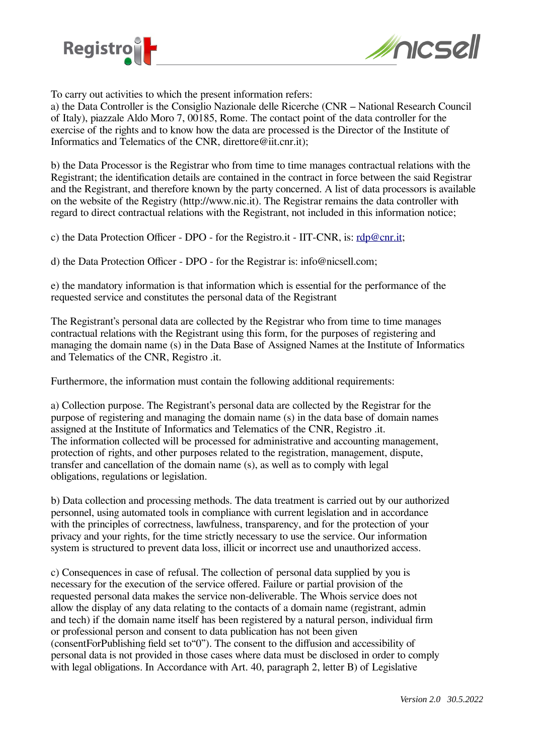To carry out activities to which the present information refers:
a) the Data Controller is the Consiglio Nazionale delle Ricerche (CNR – National Research Council of Italy), piazzale Aldo Moro 7, 00185, Rome. The contact point of the data controller for the exercise of the rights and to know how the data are processed is the Director of the Institute of Informatics and Telematics of the CNR, direttore@iit.cnr.it);

b) the Data Processor is the Registrar who from time to time manages contractual relations with the Registrant; the identification details are contained in the contract in force between the said Registrar and the Registrant, and therefore known by the party concerned. A list of data processors is available on the website of the Registry (http://www.nic.it). The Registrar remains the data controller with regard to direct contractual relations with the Registrant, not included in this information notice;

c) the Data Protection Officer - DPO - for the Registro.it - IIT-CNR, is: rdp@cnr.it;

d) the Data Protection Officer - DPO - for the Registrar is: info@nicsell.com;

e) the mandatory information is that information which is essential for the performance of the requested service and constitutes the personal data of the Registrant

The Registrant's personal data are collected by the Registrar who from time to time manages contractual relations with the Registrant using this form, for the purposes of registering and managing the domain name (s) in the Data Base of Assigned Names at the Institute of Informatics and Telematics of the CNR, Registro .it.

Furthermore, the information must contain the following additional requirements:

a) Collection purpose. The Registrant's personal data are collected by the Registrar for the purpose of registering and managing the domain name (s) in the data base of domain names assigned at the Institute of Informatics and Telematics of the CNR, Registro .it.
The information collected will be processed for administrative and accounting management, protection of rights, and other purposes related to the registration, management, dispute, transfer and cancellation of the domain name (s), as well as to comply with legal obligations, regulations or legislation.

b) Data collection and processing methods. The data treatment is carried out by our authorized personnel, using automated tools in compliance with current legislation and in accordance with the principles of correctness, lawfulness, transparency, and for the protection of your privacy and your rights, for the time strictly necessary to use the service. Our information system is structured to prevent data loss, illicit or incorrect use and unauthorized access.

c) Consequences in case of refusal. The collection of personal data supplied by you is necessary for the execution of the service offered. Failure or partial provision of the requested personal data makes the service non-deliverable. The Whois service does not allow the display of any data relating to the contacts of a domain name (registrant, admin and tech) if the domain name itself has been registered by a natural person, individual firm or professional person and consent to data publication has not been given (consentForPublishing field set to"0"). The consent to the diffusion and accessibility of personal data is not provided in those cases where data must be disclosed in order to comply with legal obligations. In Accordance with Art. 40, paragraph 2, letter B) of Legislative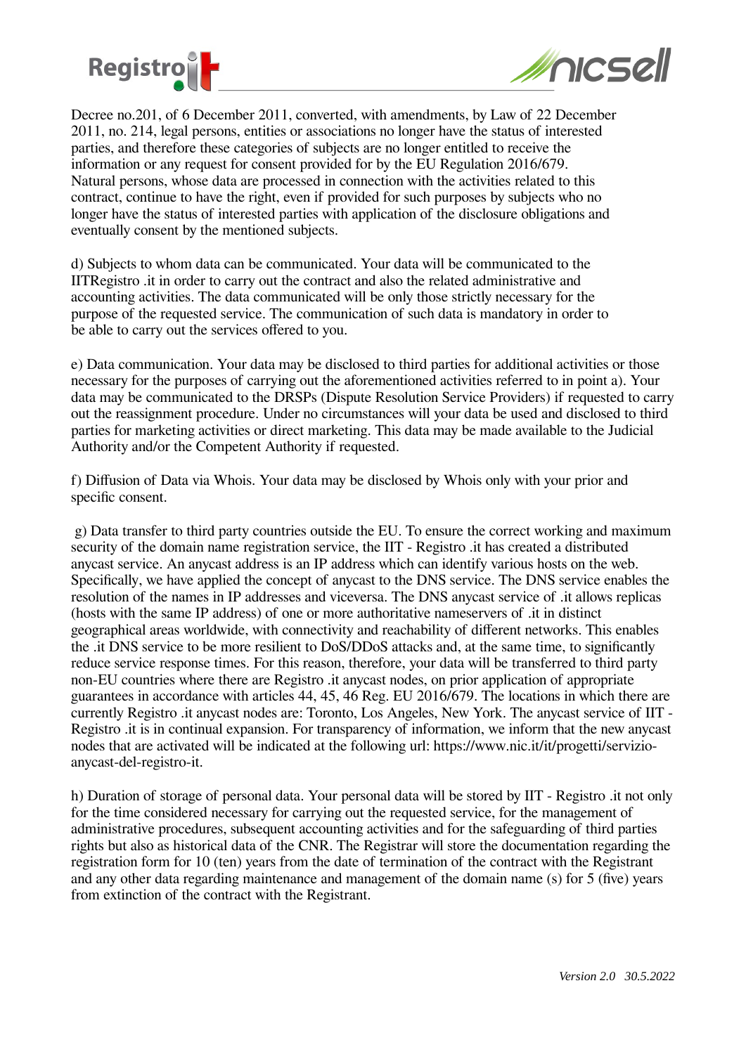Decree no.201, of 6 December 2011, converted, with amendments, by Law of 22 December 2011, no. 214, legal persons, entities or associations no longer have the status of interested parties, and therefore these categories of subjects are no longer entitled to receive the information or any request for consent provided for by the EU Regulation 2016/679. Natural persons, whose data are processed in connection with the activities related to this contract, continue to have the right, even if provided for such purposes by subjects who no longer have the status of interested parties with application of the disclosure obligations and eventually consent by the mentioned subjects.

d) Subjects to whom data can be communicated. Your data will be communicated to the IITRegistro .it in order to carry out the contract and also the related administrative and accounting activities. The data communicated will be only those strictly necessary for the purpose of the requested service. The communication of such data is mandatory in order to be able to carry out the services offered to you.

e) Data communication. Your data may be disclosed to third parties for additional activities or those necessary for the purposes of carrying out the aforementioned activities referred to in point a). Your data may be communicated to the DRSPs (Dispute Resolution Service Providers) if requested to carry out the reassignment procedure. Under no circumstances will your data be used and disclosed to third parties for marketing activities or direct marketing. This data may be made available to the Judicial Authority and/or the Competent Authority if requested.

f) Diffusion of Data via Whois. Your data may be disclosed by Whois only with your prior and specific consent.

g) Data transfer to third party countries outside the EU. To ensure the correct working and maximum security of the domain name registration service, the IIT - Registro .it has created a distributed anycast service. An anycast address is an IP address which can identify various hosts on the web. Specifically, we have applied the concept of anycast to the DNS service. The DNS service enables the resolution of the names in IP addresses and viceversa. The DNS anycast service of .it allows replicas (hosts with the same IP address) of one or more authoritative nameservers of .it in distinct geographical areas worldwide, with connectivity and reachability of different networks. This enables the .it DNS service to be more resilient to DoS/DDoS attacks and, at the same time, to significantly reduce service response times. For this reason, therefore, your data will be transferred to third party non-EU countries where there are Registro .it anycast nodes, on prior application of appropriate guarantees in accordance with articles 44, 45, 46 Reg. EU 2016/679. The locations in which there are currently Registro .it anycast nodes are: Toronto, Los Angeles, New York. The anycast service of IIT - Registro .it is in continual expansion. For transparency of information, we inform that the new anycast nodes that are activated will be indicated at the following url: https://www.nic.it/it/progetti/servizio-anycast-del-registro-it.

h) Duration of storage of personal data. Your personal data will be stored by IIT - Registro .it not only for the time considered necessary for carrying out the requested service, for the management of administrative procedures, subsequent accounting activities and for the safeguarding of third parties rights but also as historical data of the CNR. The Registrar will store the documentation regarding the registration form for 10 (ten) years from the date of termination of the contract with the Registrant and any other data regarding maintenance and management of the domain name (s) for 5 (five) years from extinction of the contract with the Registrant.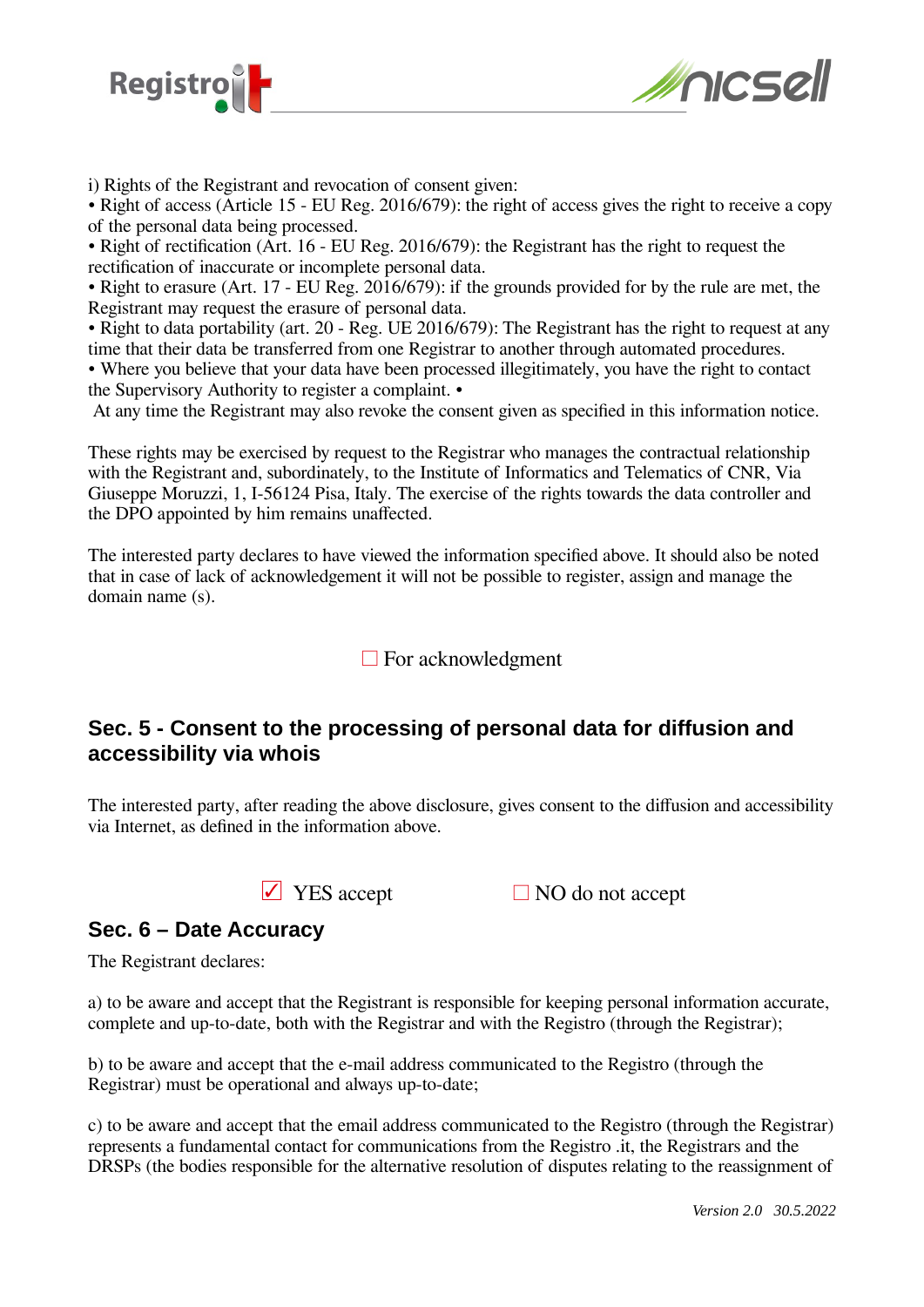i) Rights of the Registrant and revocation of consent given:

• Right of access (Article 15 - EU Reg. 2016/679): the right of access gives the right to receive a copy of the personal data being processed.

• Right of rectification (Art. 16 - EU Reg. 2016/679): the Registrant has the right to request the rectification of inaccurate or incomplete personal data.

• Right to erasure (Art. 17 - EU Reg. 2016/679): if the grounds provided for by the rule are met, the Registrant may request the erasure of personal data.

• Right to data portability (art. 20 - Reg. UE 2016/679): The Registrant has the right to request at any time that their data be transferred from one Registrar to another through automated procedures.

• Where you believe that your data have been processed illegitimately, you have the right to contact the Supervisory Authority to register a complaint. •

At any time the Registrant may also revoke the consent given as specified in this information notice.

These rights may be exercised by request to the Registrar who manages the contractual relationship with the Registrant and, subordinately, to the Institute of Informatics and Telematics of CNR, Via Giuseppe Moruzzi, 1, I-56124 Pisa, Italy. The exercise of the rights towards the data controller and the DPO appointed by him remains unaffected.

The interested party declares to have viewed the information specified above. It should also be noted that in case of lack of acknowledgement it will not be possible to register, assign and manage the domain name (s).

☐ For acknowledgment

## Sec. 5 - Consent to the processing of personal data for diffusion and accessibility via whois

The interested party, after reading the above disclosure, gives consent to the diffusion and accessibility via Internet, as defined in the information above.

☑ YES accept ☐ NO do not accept

## Sec. 6 – Date Accuracy

The Registrant declares:

a) to be aware and accept that the Registrant is responsible for keeping personal information accurate, complete and up-to-date, both with the Registrar and with the Registro (through the Registrar);

b) to be aware and accept that the e-mail address communicated to the Registro (through the Registrar) must be operational and always up-to-date;

c) to be aware and accept that the email address communicated to the Registro (through the Registrar) represents a fundamental contact for communications from the Registro .it, the Registrars and the DRSPs (the bodies responsible for the alternative resolution of disputes relating to the reassignment of

*Version 2.0 30.5.2022*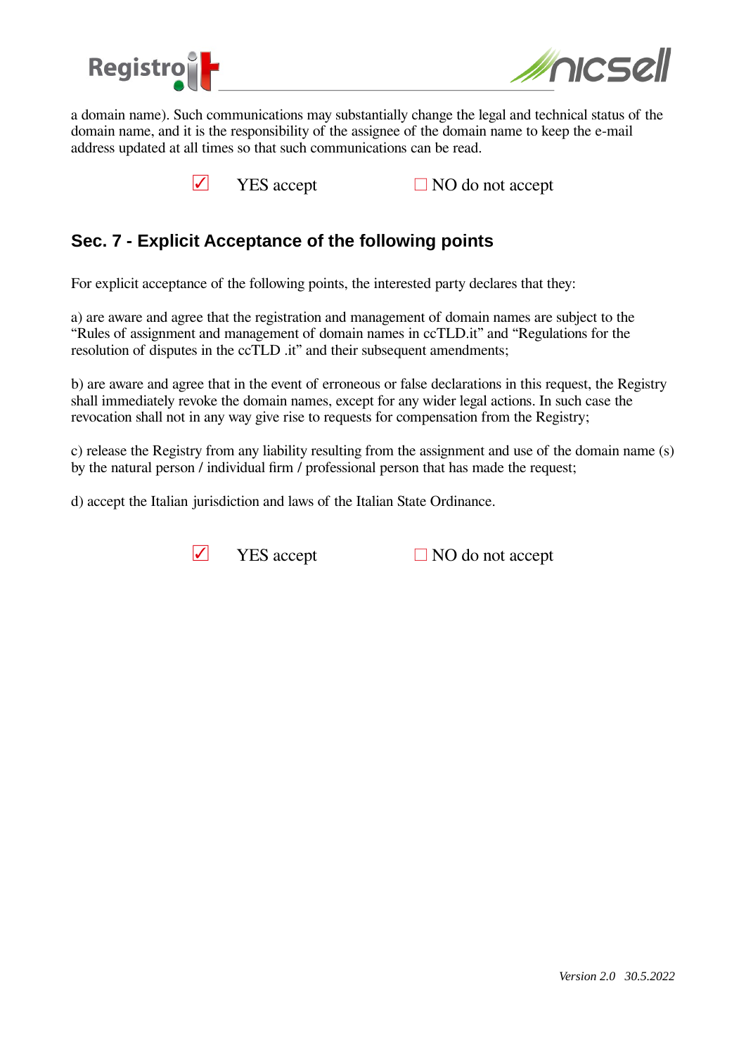a domain name). Such communications may substantially change the legal and technical status of the domain name, and it is the responsibility of the assignee of the domain name to keep the e-mail address updated at all times so that such communications can be read.

☑ YES accept ☐ NO do not accept

## Sec. 7 - Explicit Acceptance of the following points

For explicit acceptance of the following points, the interested party declares that they:

a) are aware and agree that the registration and management of domain names are subject to the "Rules of assignment and management of domain names in ccTLD.it" and "Regulations for the resolution of disputes in the ccTLD .it" and their subsequent amendments;

b) are aware and agree that in the event of erroneous or false declarations in this request, the Registry shall immediately revoke the domain names, except for any wider legal actions. In such case the revocation shall not in any way give rise to requests for compensation from the Registry;

c) release the Registry from any liability resulting from the assignment and use of the domain name (s) by the natural person / individual firm / professional person that has made the request;

d) accept the Italian jurisdiction and laws of the Italian State Ordinance.

☑ YES accept ☐ NO do not accept

*Version 2.0 30.5.2022*